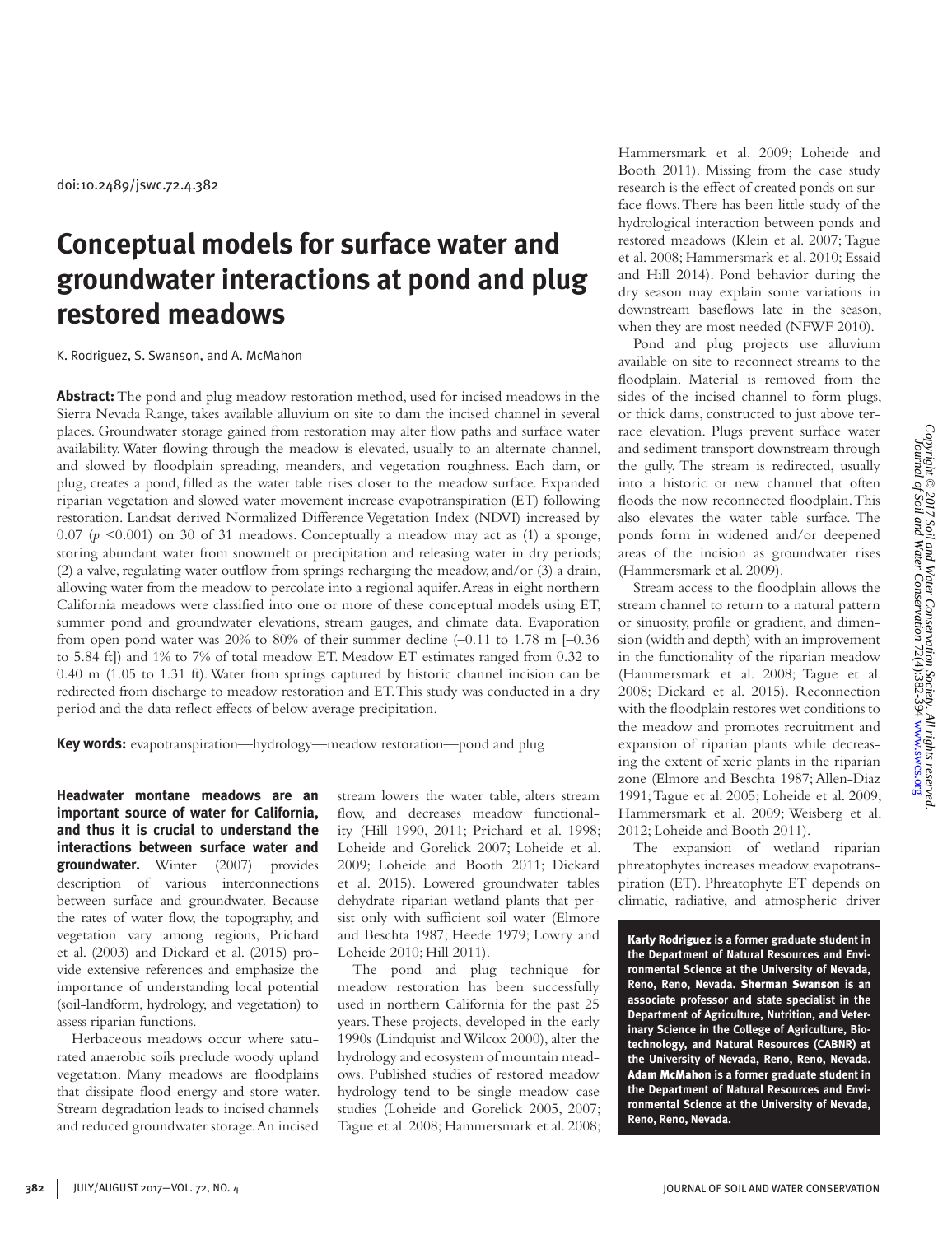doi:10.2489/jswc.72.4.382

# Conceptual models for surface water and groundwater interactions at pond and plug restored meadows

K. Rodriguez, S. Swanson, and A. McMahon

**Abstract:** The pond and plug meadow restoration method, used for incised meadows in the Sierra Nevada Range, takes available alluvium on site to dam the incised channel in several places. Groundwater storage gained from restoration may alter flow paths and surface water availability. Water flowing through the meadow is elevated, usually to an alternate channel, and slowed by floodplain spreading, meanders, and vegetation roughness. Each dam, or plug, creates a pond, filled as the water table rises closer to the meadow surface. Expanded riparian vegetation and slowed water movement increase evapotranspiration (ET) following restoration. Landsat derived Normalized Difference Vegetation Index (NDVI) increased by 0.07 ($p < 0.001$) on 30 of 31 meadows. Conceptually a meadow may act as (1) a sponge, storing abundant water from snowmelt or precipitation and releasing water in dry periods; (2) a valve, regulating water outflow from springs recharging the meadow, and/or (3) a drain, allowing water from the meadow to percolate into a regional aquifer. Areas in eight northern California meadows were classified into one or more of these conceptual models using ET, summer pond and groundwater elevations, stream gauges, and climate data. Evaporation from open pond water was 20% to 80% of their summer decline (–0.11 to 1.78 m [–0.36 to 5.84 ft]) and 1% to 7% of total meadow ET. Meadow ET estimates ranged from 0.32 to 0.40 m (1.05 to 1.31 ft). Water from springs captured by historic channel incision can be redirected from discharge to meadow restoration and ET. This study was conducted in a dry period and the data reflect effects of below average precipitation.

**Key words:** evapotranspiration—hydrology—meadow restoration—pond and plug

**Headwater montane meadows are an important source of water for California, and thus it is crucial to understand the interactions between surface water and groundwater.** Winter (2007) provides description of various interconnections between surface and groundwater. Because the rates of water flow, the topography, and vegetation vary among regions, Prichard et al. (2003) and Dickard et al. (2015) provide extensive references and emphasize the importance of understanding local potential (soil-landform, hydrology, and vegetation) to assess riparian functions.

Herbaceous meadows occur where saturated anaerobic soils preclude woody upland vegetation. Many meadows are floodplains that dissipate flood energy and store water. Stream degradation leads to incised channels and reduced groundwater storage. An incised stream lowers the water table, alters stream flow, and decreases meadow functionality (Hill 1990, 2011; Prichard et al. 1998; Loheide and Gorelick 2007; Loheide et al. 2009; Loheide and Booth 2011; Dickard et al. 2015). Lowered groundwater tables dehydrate riparian-wetland plants that persist only with sufficient soil water (Elmore and Beschta 1987; Heede 1979; Lowry and Loheide 2010; Hill 2011).

The pond and plug technique for meadow restoration has been successfully used in northern California for the past 25 years. These projects, developed in the early 1990s (Lindquist and Wilcox 2000), alter the hydrology and ecosystem of mountain meadows. Published studies of restored meadow hydrology tend to be single meadow case studies (Loheide and Gorelick 2005, 2007; Tague et al. 2008; Hammersmark et al. 2008; Hammersmark et al. 2009; Loheide and Booth 2011). Missing from the case study research is the effect of created ponds on surface flows. There has been little study of the hydrological interaction between ponds and restored meadows (Klein et al. 2007; Tague et al. 2008; Hammersmark et al. 2010; Essaid and Hill 2014). Pond behavior during the dry season may explain some variations in downstream baseflows late in the season, when they are most needed (NFWF 2010).

Pond and plug projects use alluvium available on site to reconnect streams to the floodplain. Material is removed from the sides of the incised channel to form plugs, or thick dams, constructed to just above terrace elevation. Plugs prevent surface water and sediment transport downstream through the gully. The stream is redirected, usually into a historic or new channel that often floods the now reconnected floodplain. This also elevates the water table surface. The ponds form in widened and/or deepened areas of the incision as groundwater rises (Hammersmark et al. 2009).

Stream access to the floodplain allows the stream channel to return to a natural pattern or sinuosity, profile or gradient, and dimension (width and depth) with an improvement in the functionality of the riparian meadow (Hammersmark et al. 2008; Tague et al. 2008; Dickard et al. 2015). Reconnection with the floodplain restores wet conditions to the meadow and promotes recruitment and expansion of riparian plants while decreasing the extent of xeric plants in the riparian zone (Elmore and Beschta 1987; Allen-Diaz 1991; Tague et al. 2005; Loheide et al. 2009; Hammersmark et al. 2009; Weisberg et al. 2012; Loheide and Booth 2011).

The expansion of wetland riparian phreatophytes increases meadow evapotranspiration (ET). Phreatophyte ET depends on climatic, radiative, and atmospheric driver

**Karly Rodriguez is a former graduate student in the Department of Natural Resources and Environmental Science at the University of Nevada, Reno, Reno, Nevada. Sherman Swanson is an associate professor and state specialist in the Department of Agriculture, Nutrition, and Veterinary Science in the College of Agriculture, Biotechnology, and Natural Resources (CABNR) at the University of Nevada, Reno, Reno, Nevada. Adam McMahon is a former graduate student in the Department of Natural Resources and Environmental Science at the University of Nevada, Reno, Reno, Nevada.**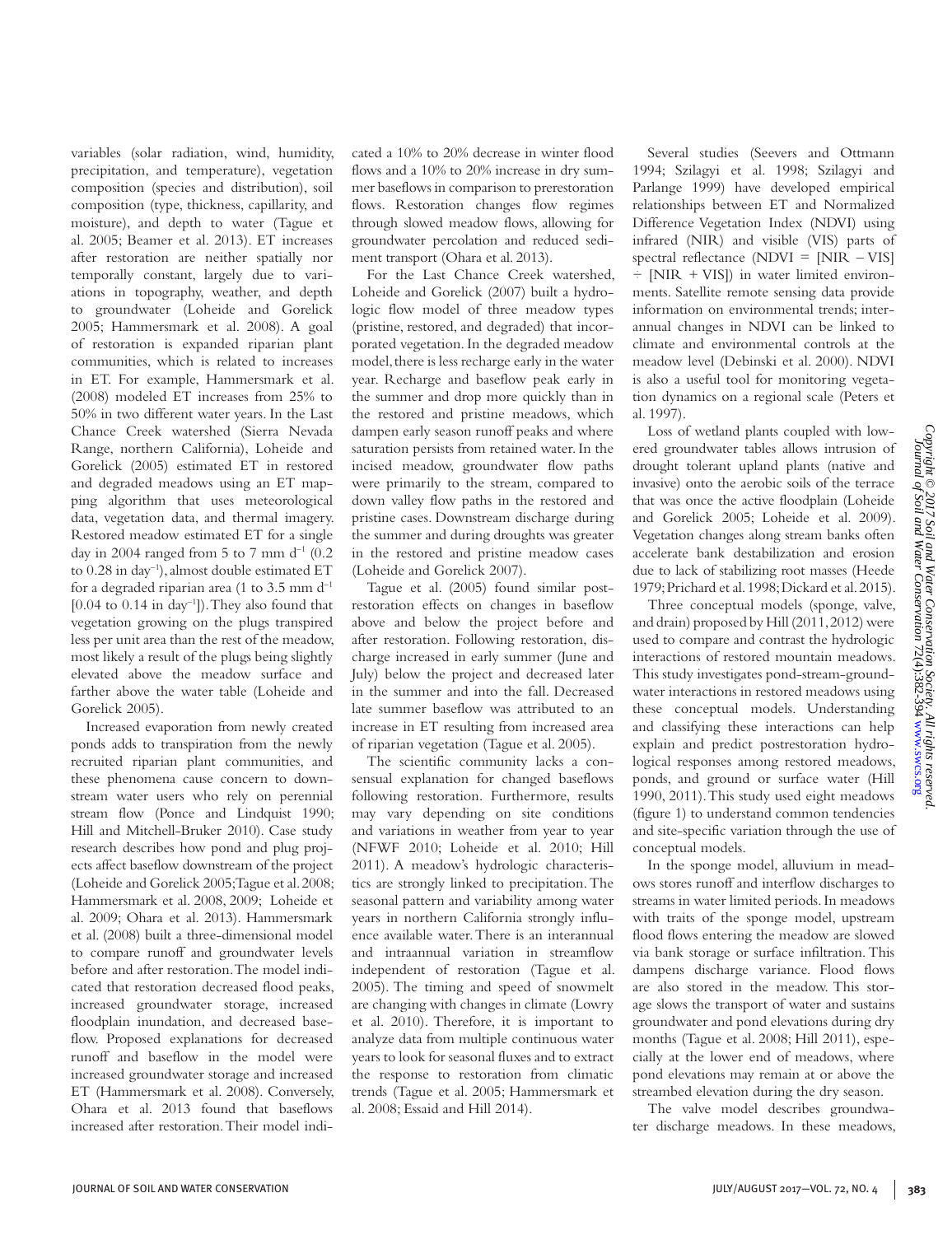variables (solar radiation, wind, humidity, precipitation, and temperature), vegetation composition (species and distribution), soil composition (type, thickness, capillarity, and moisture), and depth to water (Tague et al. 2005; Beamer et al. 2013). ET increases after restoration are neither spatially nor temporally constant, largely due to variations in topography, weather, and depth to groundwater (Loheide and Gorelick 2005; Hammersmark et al. 2008). A goal of restoration is expanded riparian plant communities, which is related to increases in ET. For example, Hammersmark et al. (2008) modeled ET increases from 25% to 50% in two different water years. In the Last Chance Creek watershed (Sierra Nevada Range, northern California), Loheide and Gorelick (2005) estimated ET in restored and degraded meadows using an ET mapping algorithm that uses meteorological data, vegetation data, and thermal imagery. Restored meadow estimated ET for a single day in 2004 ranged from 5 to 7 mm $d^{-1}$ (0.2 to 0.28 in $day^{-1}$), almost double estimated ET for a degraded riparian area (1 to 3.5 mm $d^{-1}$ [0.04 to 0.14 in $day^{-1}$]). They also found that vegetation growing on the plugs transpired less per unit area than the rest of the meadow, most likely a result of the plugs being slightly elevated above the meadow surface and farther above the water table (Loheide and Gorelick 2005).

Increased evaporation from newly created ponds adds to transpiration from the newly recruited riparian plant communities, and these phenomena cause concern to downstream water users who rely on perennial stream flow (Ponce and Lindquist 1990; Hill and Mitchell-Bruker 2010). Case study research describes how pond and plug projects affect baseflow downstream of the project (Loheide and Gorelick 2005; Tague et al. 2008; Hammersmark et al. 2008, 2009; Loheide et al. 2009; Ohara et al. 2013). Hammersmark et al. (2008) built a three-dimensional model to compare runoff and groundwater levels before and after restoration. The model indicated that restoration decreased flood peaks, increased groundwater storage, increased floodplain inundation, and decreased baseflow. Proposed explanations for decreased runoff and baseflow in the model were increased groundwater storage and increased ET (Hammersmark et al. 2008). Conversely, Ohara et al. 2013 found that baseflows increased after restoration. Their model indicated a 10% to 20% decrease in winter flood flows and a 10% to 20% increase in dry summer baseflows in comparison to prerestoration flows. Restoration changes flow regimes through slowed meadow flows, allowing for groundwater percolation and reduced sediment transport (Ohara et al. 2013).

For the Last Chance Creek watershed, Loheide and Gorelick (2007) built a hydrologic flow model of three meadow types (pristine, restored, and degraded) that incorporated vegetation. In the degraded meadow model, there is less recharge early in the water year. Recharge and baseflow peak early in the summer and drop more quickly than in the restored and pristine meadows, which dampen early season runoff peaks and where saturation persists from retained water. In the incised meadow, groundwater flow paths were primarily to the stream, compared to down valley flow paths in the restored and pristine cases. Downstream discharge during the summer and during droughts was greater in the restored and pristine meadow cases (Loheide and Gorelick 2007).

Tague et al. (2005) found similar post-restoration effects on changes in baseflow above and below the project before and after restoration. Following restoration, discharge increased in early summer (June and July) below the project and decreased later in the summer and into the fall. Decreased late summer baseflow was attributed to an increase in ET resulting from increased area of riparian vegetation (Tague et al. 2005).

The scientific community lacks a consensual explanation for changed baseflows following restoration. Furthermore, results may vary depending on site conditions and variations in weather from year to year (NFWF 2010; Loheide et al. 2010; Hill 2011). A meadow's hydrologic characteristics are strongly linked to precipitation. The seasonal pattern and variability among water years in northern California strongly influence available water. There is an interannual and intraannual variation in streamflow independent of restoration (Tague et al. 2005). The timing and speed of snowmelt are changing with changes in climate (Lowry et al. 2010). Therefore, it is important to analyze data from multiple continuous water years to look for seasonal fluxes and to extract the response to restoration from climatic trends (Tague et al. 2005; Hammersmark et al. 2008; Essaid and Hill 2014).

Several studies (Seevers and Ottmann 1994; Szilagyi et al. 1998; Szilagyi and Parlange 1999) have developed empirical relationships between ET and Normalized Difference Vegetation Index (NDVI) using infrared (NIR) and visible (VIS) parts of spectral reflectance (NDVI = [NIR – VIS] ÷ [NIR + VIS]) in water limited environments. Satellite remote sensing data provide information on environmental trends; interannual changes in NDVI can be linked to climate and environmental controls at the meadow level (Debinski et al. 2000). NDVI is also a useful tool for monitoring vegetation dynamics on a regional scale (Peters et al. 1997).

Loss of wetland plants coupled with lowered groundwater tables allows intrusion of drought tolerant upland plants (native and invasive) onto the aerobic soils of the terrace that was once the active floodplain (Loheide and Gorelick 2005; Loheide et al. 2009). Vegetation changes along stream banks often accelerate bank destabilization and erosion due to lack of stabilizing root masses (Heede 1979; Prichard et al. 1998; Dickard et al. 2015).

Three conceptual models (sponge, valve, and drain) proposed by Hill (2011, 2012) were used to compare and contrast the hydrologic interactions of restored mountain meadows. This study investigates pond-stream-groundwater interactions in restored meadows using these conceptual models. Understanding and classifying these interactions can help explain and predict postrestoration hydrological responses among restored meadows, ponds, and ground or surface water (Hill 1990, 2011). This study used eight meadows (figure 1) to understand common tendencies and site-specific variation through the use of conceptual models.

In the sponge model, alluvium in meadows stores runoff and interflow discharges to streams in water limited periods. In meadows with traits of the sponge model, upstream flood flows entering the meadow are slowed via bank storage or surface infiltration. This dampens discharge variance. Flood flows are also stored in the meadow. This storage slows the transport of water and sustains groundwater and pond elevations during dry months (Tague et al. 2008; Hill 2011), especially at the lower end of meadows, where pond elevations may remain at or above the streambed elevation during the dry season.

The valve model describes groundwater discharge meadows. In these meadows,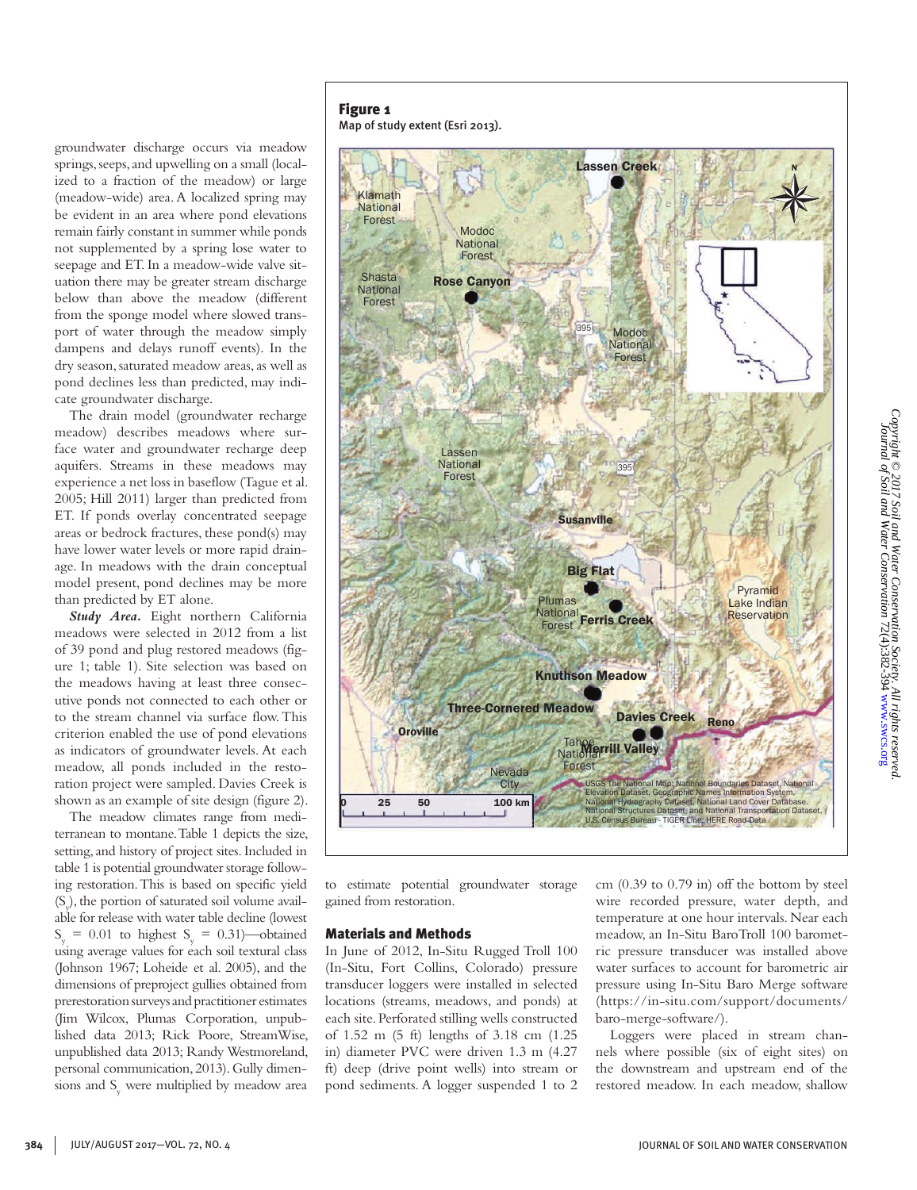groundwater discharge occurs via meadow springs, seeps, and upwelling on a small (localized to a fraction of the meadow) or large (meadow-wide) area. A localized spring may be evident in an area where pond elevations remain fairly constant in summer while ponds not supplemented by a spring lose water to seepage and ET. In a meadow-wide valve situation there may be greater stream discharge below than above the meadow (different from the sponge model where slowed transport of water through the meadow simply dampens and delays runoff events). In the dry season, saturated meadow areas, as well as pond declines less than predicted, may indicate groundwater discharge.

The drain model (groundwater recharge meadow) describes meadows where surface water and groundwater recharge deep aquifers. Streams in these meadows may experience a net loss in baseflow (Tague et al. 2005; Hill 2011) larger than predicted from ET. If ponds overlay concentrated seepage areas or bedrock fractures, these pond(s) may have lower water levels or more rapid drainage. In meadows with the drain conceptual model present, pond declines may be more than predicted by ET alone.

***Study Area.*** Eight northern California meadows were selected in 2012 from a list of 39 pond and plug restored meadows (figure 1; table 1). Site selection was based on the meadows having at least three consecutive ponds not connected to each other or to the stream channel via surface flow. This criterion enabled the use of pond elevations as indicators of groundwater levels. At each meadow, all ponds included in the restoration project were sampled. Davies Creek is shown as an example of site design (figure 2).

The meadow climates range from mediterranean to montane. Table 1 depicts the size, setting, and history of project sites. Included in table 1 is potential groundwater storage following restoration. This is based on specific yield ($S_y$), the portion of saturated soil volume available for release with water table decline (lowest $S_y$ = 0.01 to highest $S_y$ = 0.31)—obtained using average values for each soil textural class (Johnson 1967; Loheide et al. 2005), and the dimensions of preproject gullies obtained from prerestoration surveys and practitioner estimates (Jim Wilcox, Plumas Corporation, unpublished data 2013; Rick Poore, StreamWise, unpublished data 2013; Randy Westmoreland, personal communication, 2013). Gully dimensions and $S_y$ were multiplied by meadow area to estimate potential groundwater storage gained from restoration.

**Figure 1**
Map of study extent (Esri 2013).

## Materials and Methods

In June of 2012, In-Situ Rugged Troll 100 (In-Situ, Fort Collins, Colorado) pressure transducer loggers were installed in selected locations (streams, meadows, and ponds) at each site. Perforated stilling wells constructed of 1.52 m (5 ft) lengths of 3.18 cm (1.25 in) diameter PVC were driven 1.3 m (4.27 ft) deep (drive point wells) into stream or pond sediments. A logger suspended 1 to 2 cm (0.39 to 0.79 in) off the bottom by steel wire recorded pressure, water depth, and temperature at one hour intervals. Near each meadow, an In-Situ BaroTroll 100 barometric pressure transducer was installed above water surfaces to account for barometric air pressure using In-Situ Baro Merge software (https://in-situ.com/support/documents/baro-merge-software/).

Loggers were placed in stream channels where possible (six of eight sites) on the downstream and upstream end of the restored meadow. In each meadow, shallow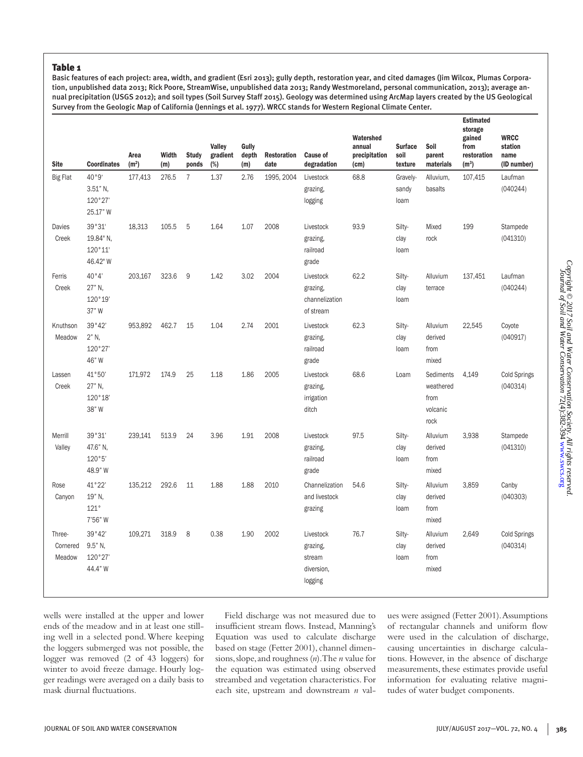**Table 1**

Basic features of each project: area, width, and gradient (Esri 2013); gully depth, restoration year, and cited damages (Jim Wilcox, Plumas Corporation, unpublished data 2013; Rick Poore, StreamWise, unpublished data 2013; Randy Westmoreland, personal communication, 2013); average annual precipitation (USGS 2012); and soil types (Soil Survey Staff 2015). Geology was determined using ArcMap layers created by the US Geological Survey from the Geologic Map of California (Jennings et al. 1977). WRCC stands for Western Regional Climate Center.

| Site | Coordinates | Area ($m^2$) | Width (m) | Study ponds | Valley gradient (%) | Gully depth (m) | Restoration date | Cause of degradation | Watershed annual precipitation (cm) | Surface soil texture | Soil parent materials | Estimated storage gained from restoration ($m^3$) | WRCC station name (ID number) |
|---|---|---|---|---|---|---|---|---|---|---|---|---|---|
| Big Flat | 40°9' 3.51" N, 120°27' 25.17" W | 177,413 | 276.5 | 7 | 1.37 | 2.76 | 1995, 2004 | Livestock grazing, logging | 68.8 | Gravely-sandy loam | Alluvium, basalts | 107,415 | Laufman (040244) |
| Davies Creek | 39°31' 19.84" N, 120°11' 46.42" W | 18,313 | 105.5 | 5 | 1.64 | 1.07 | 2008 | Livestock grazing, railroad grade | 93.9 | Silty-clay loam | Mixed rock | 199 | Stampede (041310) |
| Ferris Creek | 40°4' 27" N, 120°19' 37" W | 203,167 | 323.6 | 9 | 1.42 | 3.02 | 2004 | Livestock grazing, channelization of stream | 62.2 | Silty-clay loam | Alluvium terrace | 137,451 | Laufman (040244) |
| Knuthson Meadow | 39°42' 2" N, 120°27' 46" W | 953,892 | 462.7 | 15 | 1.04 | 2.74 | 2001 | Livestock grazing, railroad grade | 62.3 | Silty-clay loam | Alluvium derived from mixed | 22,545 | Coyote (040917) |
| Lassen Creek | 41°50' 27" N, 120°18' 38" W | 171,972 | 174.9 | 25 | 1.18 | 1.86 | 2005 | Livestock grazing, irrigation ditch | 68.6 | Loam | Sediments weathered from volcanic rock | 4,149 | Cold Springs (040314) |
| Merrill Valley | 39°31' 47.6" N, 120°5' 48.9" W | 239,141 | 513.9 | 24 | 3.96 | 1.91 | 2008 | Livestock grazing, railroad grade | 97.5 | Silty-clay loam | Alluvium derived from mixed | 3,938 | Stampede (041310) |
| Rose Canyon | 41°22' 19" N, 121° 7'56" W | 135,212 | 292.6 | 11 | 1.88 | 1.88 | 2010 | Channelization and livestock grazing | 54.6 | Silty-clay loam | Alluvium derived from mixed | 3,859 | Canby (040303) |
| Three-Cornered Meadow | 39°42' 9.5" N, 120°27' 44.4" W | 109,271 | 318.9 | 8 | 0.38 | 1.90 | 2002 | Livestock grazing, stream diversion, logging | 76.7 | Silty-clay loam | Alluvium derived from mixed | 2,649 | Cold Springs (040314) |

wells were installed at the upper and lower ends of the meadow and in at least one stilling well in a selected pond. Where keeping the loggers submerged was not possible, the logger was removed (2 of 43 loggers) for winter to avoid freeze damage. Hourly logger readings were averaged on a daily basis to mask diurnal fluctuations.

Field discharge was not measured due to insufficient stream flows. Instead, Manning's Equation was used to calculate discharge based on stage (Fetter 2001), channel dimensions, slope, and roughness ($n$). The $n$ value for the equation was estimated using observed streambed and vegetation characteristics. For each site, upstream and downstream $n$ values were assigned (Fetter 2001). Assumptions of rectangular channels and uniform flow were used in the calculation of discharge, causing uncertainties in discharge calculations. However, in the absence of discharge measurements, these estimates provide useful information for evaluating relative magnitudes of water budget components.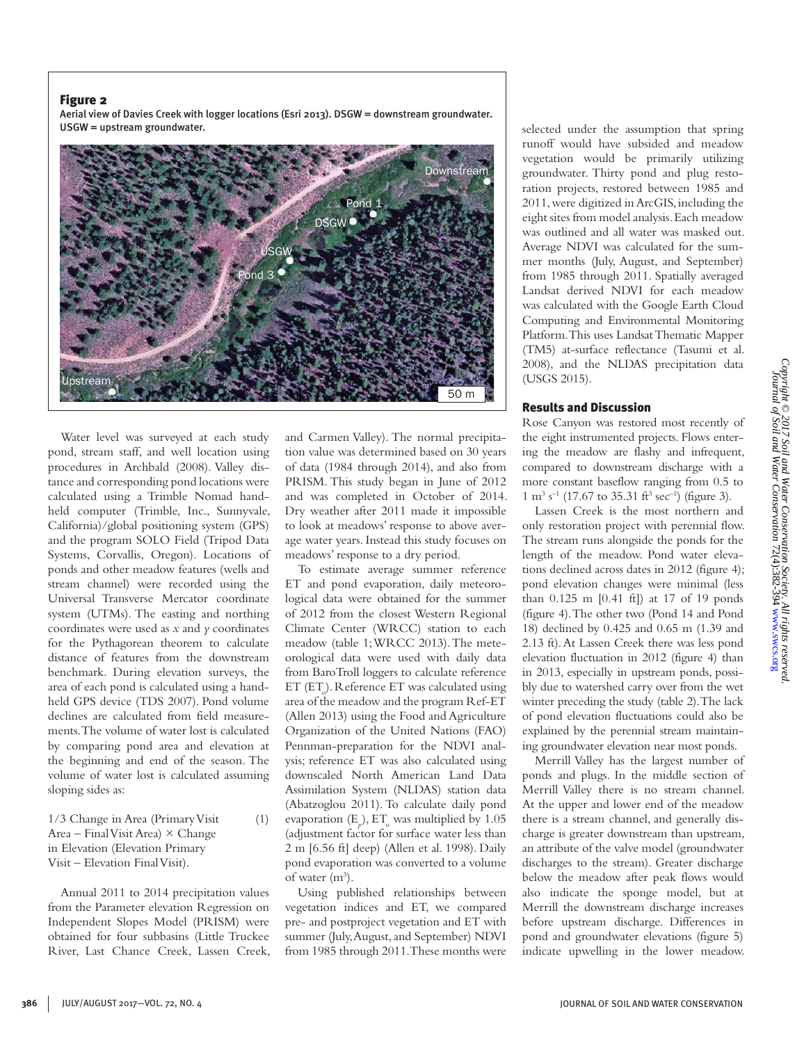**Figure 2**

Aerial view of Davies Creek with logger locations (Esri 2013). DSGW = downstream groundwater. USGW = upstream groundwater.

Water level was surveyed at each study pond, stream staff, and well location using procedures in Archbald (2008). Valley distance and corresponding pond locations were calculated using a Trimble Nomad handheld computer (Trimble, Inc., Sunnyvale, California)/global positioning system (GPS) and the program SOLO Field (Tripod Data Systems, Corvallis, Oregon). Locations of ponds and other meadow features (wells and stream channel) were recorded using the Universal Transverse Mercator coordinate system (UTMs). The easting and northing coordinates were used as $x$ and $y$ coordinates for the Pythagorean theorem to calculate distance of features from the downstream benchmark. During elevation surveys, the area of each pond is calculated using a handheld GPS device (TDS 2007). Pond volume declines are calculated from field measurements. The volume of water lost is calculated by comparing pond area and elevation at the beginning and end of the season. The volume of water lost is calculated assuming sloping sides as:

1/3 Change in Area (Primary Visit Area – Final Visit Area) × Change in Elevation (Elevation Primary Visit – Elevation Final Visit). (1)

Annual 2011 to 2014 precipitation values from the Parameter elevation Regression on Independent Slopes Model (PRISM) were obtained for four subbasins (Little Truckee River, Last Chance Creek, Lassen Creek, and Carmen Valley). The normal precipitation value was determined based on 30 years of data (1984 through 2014), and also from PRISM. This study began in June of 2012 and was completed in October of 2014. Dry weather after 2011 made it impossible to look at meadows' response to above average water years. Instead this study focuses on meadows' response to a dry period.

To estimate average summer reference ET and pond evaporation, daily meteorological data were obtained for the summer of 2012 from the closest Western Regional Climate Center (WRCC) station to each meadow (table 1; WRCC 2013). The meteorological data were used with daily data from BaroTroll loggers to calculate reference ET ($ET_o$). Reference ET was calculated using area of the meadow and the program Ref-ET (Allen 2013) using the Food and Agriculture Organization of the United Nations (FAO) Pennman-preparation for the NDVI analysis; reference ET was also calculated using downscaled North American Land Data Assimilation System (NLDAS) station data (Abatzoglou 2011). To calculate daily pond evaporation ($E_p$), $ET_o$ was multiplied by 1.05 (adjustment factor for surface water less than 2 m [6.56 ft] deep) (Allen et al. 1998). Daily pond evaporation was converted to a volume of water ($m^3$).

Using published relationships between vegetation indices and ET, we compared pre- and postproject vegetation and ET with summer (July, August, and September) NDVI from 1985 through 2011. These months were selected under the assumption that spring runoff would have subsided and meadow vegetation would be primarily utilizing groundwater. Thirty pond and plug restoration projects, restored between 1985 and 2011, were digitized in ArcGIS, including the eight sites from model analysis. Each meadow was outlined and all water was masked out. Average NDVI was calculated for the summer months (July, August, and September) from 1985 through 2011. Spatially averaged Landsat derived NDVI for each meadow was calculated with the Google Earth Cloud Computing and Environmental Monitoring Platform. This uses Landsat Thematic Mapper (TM5) at-surface reflectance (Tasumi et al. 2008), and the NLDAS precipitation data (USGS 2015).

## Results and Discussion

Rose Canyon was restored most recently of the eight instrumented projects. Flows entering the meadow are flashy and infrequent, compared to downstream discharge with a more constant baseflow ranging from 0.5 to 1 $m^3 s^{-1}$ (17.67 to 35.31 $ft^3 sec^{-1}$) (figure 3).

Lassen Creek is the most northern and only restoration project with perennial flow. The stream runs alongside the ponds for the length of the meadow. Pond water elevations declined across dates in 2012 (figure 4); pond elevation changes were minimal (less than 0.125 m [0.41 ft]) at 17 of 19 ponds (figure 4). The other two (Pond 14 and Pond 18) declined by 0.425 and 0.65 m (1.39 and 2.13 ft). At Lassen Creek there was less pond elevation fluctuation in 2012 (figure 4) than in 2013, especially in upstream ponds, possibly due to watershed carry over from the wet winter preceding the study (table 2). The lack of pond elevation fluctuations could also be explained by the perennial stream maintaining groundwater elevation near most ponds.

Merrill Valley has the largest number of ponds and plugs. In the middle section of Merrill Valley there is no stream channel. At the upper and lower end of the meadow there is a stream channel, and generally discharge is greater downstream than upstream, an attribute of the valve model (groundwater discharges to the stream). Greater discharge below the meadow after peak flows would also indicate the sponge model, but at Merrill the downstream discharge increases before upstream discharge. Differences in pond and groundwater elevations (figure 5) indicate upwelling in the lower meadow.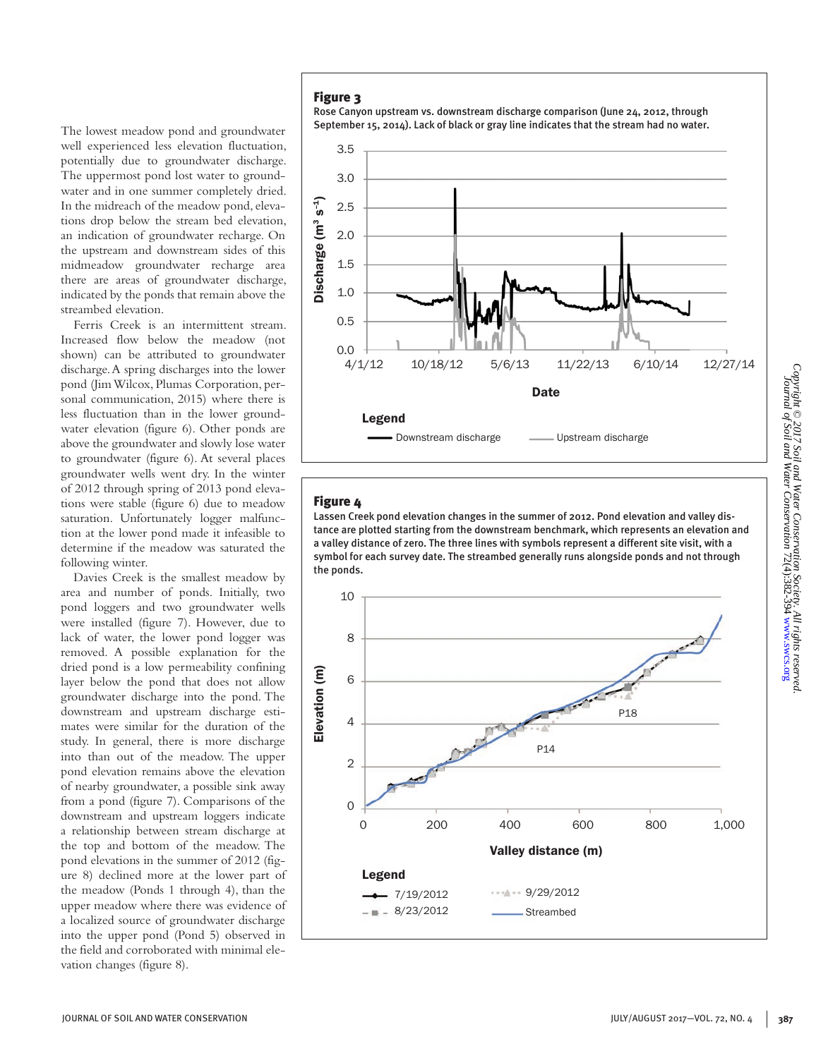The lowest meadow pond and groundwater well experienced less elevation fluctuation, potentially due to groundwater discharge. The uppermost pond lost water to groundwater and in one summer completely dried. In the midreach of the meadow pond, elevations drop below the stream bed elevation, an indication of groundwater recharge. On the upstream and downstream sides of this midmeadow groundwater recharge area there are areas of groundwater discharge, indicated by the ponds that remain above the streambed elevation.

Ferris Creek is an intermittent stream. Increased flow below the meadow (not shown) can be attributed to groundwater discharge. A spring discharges into the lower pond (Jim Wilcox, Plumas Corporation, personal communication, 2015) where there is less fluctuation than in the lower groundwater elevation (figure 6). Other ponds are above the groundwater and slowly lose water to groundwater (figure 6). At several places groundwater wells went dry. In the winter of 2012 through spring of 2013 pond elevations were stable (figure 6) due to meadow saturation. Unfortunately logger malfunction at the lower pond made it infeasible to determine if the meadow was saturated the following winter.

Davies Creek is the smallest meadow by area and number of ponds. Initially, two pond loggers and two groundwater wells were installed (figure 7). However, due to lack of water, the lower pond logger was removed. A possible explanation for the dried pond is a low permeability confining layer below the pond that does not allow groundwater discharge into the pond. The downstream and upstream discharge estimates were similar for the duration of the study. In general, there is more discharge into than out of the meadow. The upper pond elevation remains above the elevation of nearby groundwater, a possible sink away from a pond (figure 7). Comparisons of the downstream and upstream loggers indicate a relationship between stream discharge at the top and bottom of the meadow. The pond elevations in the summer of 2012 (figure 8) declined more at the lower part of the meadow (Ponds 1 through 4), than the upper meadow where there was evidence of a localized source of groundwater discharge into the upper pond (Pond 5) observed in the field and corroborated with minimal elevation changes (figure 8).

**Figure 3**

Rose Canyon upstream vs. downstream discharge comparison (June 24, 2012, through September 15, 2014). Lack of black or gray line indicates that the stream had no water.

**Figure 4**

Lassen Creek pond elevation changes in the summer of 2012. Pond elevation and valley distance are plotted starting from the downstream benchmark, which represents an elevation and a valley distance of zero. The three lines with symbols represent a different site visit, with a symbol for each survey date. The streambed generally runs alongside ponds and not through the ponds.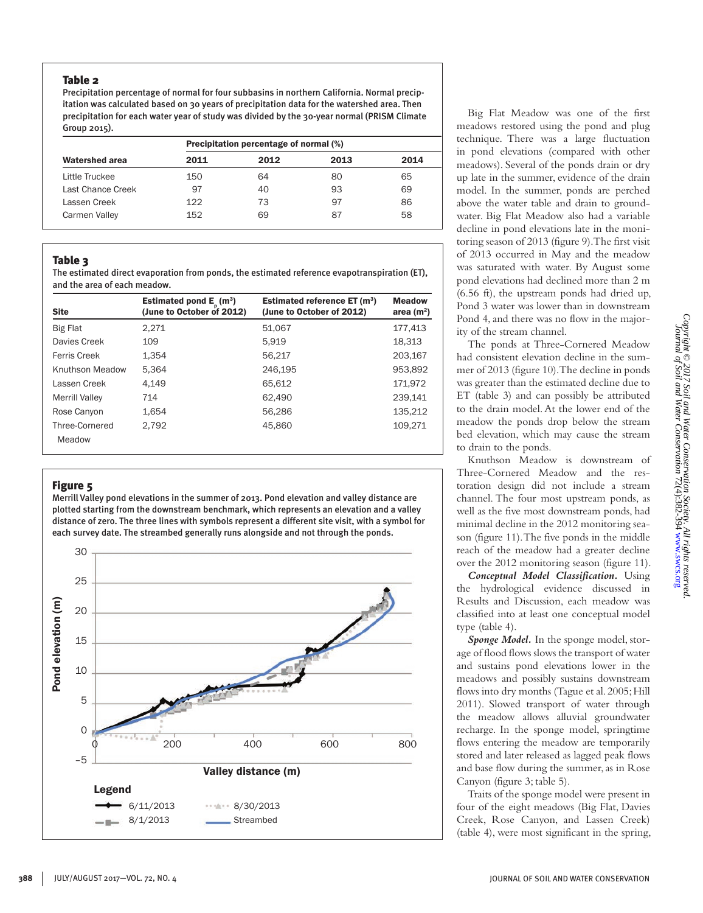### Table 2

Precipitation percentage of normal for four subbasins in northern California. Normal precipitation was calculated based on 30 years of precipitation data for the watershed area. Then precipitation for each water year of study was divided by the 30-year normal (PRISM Climate Group 2015).

| Watershed area | Precipitation percentage of normal (%) | | | |
|---|---|---|---|---|
| | 2011 | 2012 | 2013 | 2014 |
| Little Truckee | 150 | 64 | 80 | 65 |
| Last Chance Creek | 97 | 40 | 93 | 69 |
| Lassen Creek | 122 | 73 | 97 | 86 |
| Carmen Valley | 152 | 69 | 87 | 58 |

### Table 3

The estimated direct evaporation from ponds, the estimated reference evapotranspiration (ET), and the area of each meadow.

| Site | Estimated pond $E_p$ ($m^3$) (June to October of 2012) | Estimated reference ET ($m^3$) (June to October of 2012) | Meadow area ($m^2$) |
|---|---|---|---|
| Big Flat | 2,271 | 51,067 | 177,413 |
| Davies Creek | 109 | 5,919 | 18,313 |
| Ferris Creek | 1,354 | 56,217 | 203,167 |
| Knuthson Meadow | 5,364 | 246,195 | 953,892 |
| Lassen Creek | 4,149 | 65,612 | 171,972 |
| Merrill Valley | 714 | 62,490 | 239,141 |
| Rose Canyon | 1,654 | 56,286 | 135,212 |
| Three-Cornered Meadow | 2,792 | 45,860 | 109,271 |

### Figure 5

Merrill Valley pond elevations in the summer of 2013. Pond elevation and valley distance are plotted starting from the downstream benchmark, which represents an elevation and a valley distance of zero. The three lines with symbols represent a different site visit, with a symbol for each survey date. The streambed generally runs alongside and not through the ponds.

Big Flat Meadow was one of the first meadows restored using the pond and plug technique. There was a large fluctuation in pond elevations (compared with other meadows). Several of the ponds drain or dry up late in the summer, evidence of the drain model. In the summer, ponds are perched above the water table and drain to groundwater. Big Flat Meadow also had a variable decline in pond elevations late in the monitoring season of 2013 (figure 9). The first visit of 2013 occurred in May and the meadow was saturated with water. By August some pond elevations had declined more than 2 m (6.56 ft), the upstream ponds had dried up, Pond 3 water was lower than in downstream Pond 4, and there was no flow in the majority of the stream channel.

The ponds at Three-Cornered Meadow had consistent elevation decline in the summer of 2013 (figure 10). The decline in ponds was greater than the estimated decline due to ET (table 3) and can possibly be attributed to the drain model. At the lower end of the meadow the ponds drop below the stream bed elevation, which may cause the stream to drain to the ponds.

Knuthson Meadow is downstream of Three-Cornered Meadow and the restoration design did not include a stream channel. The four most upstream ponds, as well as the five most downstream ponds, had minimal decline in the 2012 monitoring season (figure 11). The five ponds in the middle reach of the meadow had a greater decline over the 2012 monitoring season (figure 11).

***Conceptual Model Classification.*** Using the hydrological evidence discussed in Results and Discussion, each meadow was classified into at least one conceptual model type (table 4).

***Sponge Model.*** In the sponge model, storage of flood flows slows the transport of water and sustains pond elevations lower in the meadows and possibly sustains downstream flows into dry months (Tague et al. 2005; Hill 2011). Slowed transport of water through the meadow allows alluvial groundwater recharge. In the sponge model, springtime flows entering the meadow are temporarily stored and later released as lagged peak flows and base flow during the summer, as in Rose Canyon (figure 3; table 5).

Traits of the sponge model were present in four of the eight meadows (Big Flat, Davies Creek, Rose Canyon, and Lassen Creek) (table 4), were most significant in the spring,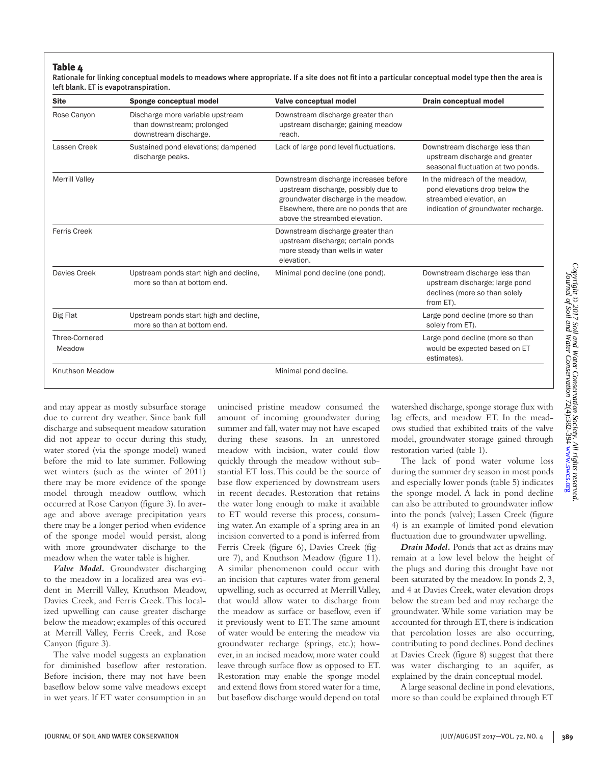**Table 4**

Rationale for linking conceptual models to meadows where appropriate. If a site does not fit into a particular conceptual model type then the area is left blank. ET is evapotranspiration.

| Site | Sponge conceptual model | Valve conceptual model | Drain conceptual model |
|---|---|---|---|
| Rose Canyon | Discharge more variable upstream than downstream; prolonged downstream discharge. | Downstream discharge greater than upstream discharge; gaining meadow reach. | |
| Lassen Creek | Sustained pond elevations; dampened discharge peaks. | Lack of large pond level fluctuations. | Downstream discharge less than upstream discharge and greater seasonal fluctuation at two ponds. |
| Merrill Valley | | Downstream discharge increases before upstream discharge, possibly due to groundwater discharge in the meadow. Elsewhere, there are no ponds that are above the streambed elevation. | In the midreach of the meadow, pond elevations drop below the streambed elevation, an indication of groundwater recharge. |
| Ferris Creek | | Downstream discharge greater than upstream discharge; certain ponds more steady than wells in water elevation. | |
| Davies Creek | Upstream ponds start high and decline, more so than at bottom end. | Minimal pond decline (one pond). | Downstream discharge less than upstream discharge; large pond declines (more so than solely from ET). |
| Big Flat | Upstream ponds start high and decline, more so than at bottom end. | | Large pond decline (more so than solely from ET). |
| Three-Cornered Meadow | | | Large pond decline (more so than would be expected based on ET estimates). |
| Knuthson Meadow | | Minimal pond decline. | |

and may appear as mostly subsurface storage due to current dry weather. Since bank full discharge and subsequent meadow saturation did not appear to occur during this study, water stored (via the sponge model) waned before the mid to late summer. Following wet winters (such as the winter of 2011) there may be more evidence of the sponge model through meadow outflow, which occurred at Rose Canyon (figure 3). In average and above average precipitation years there may be a longer period when evidence of the sponge model would persist, along with more groundwater discharge to the meadow when the water table is higher.

***Valve Model.*** Groundwater discharging to the meadow in a localized area was evident in Merrill Valley, Knuthson Meadow, Davies Creek, and Ferris Creek. This localized upwelling can cause greater discharge below the meadow; examples of this occured at Merrill Valley, Ferris Creek, and Rose Canyon (figure 3).

The valve model suggests an explanation for diminished baseflow after restoration. Before incision, there may not have been baseflow below some valve meadows except in wet years. If ET water consumption in an unincised pristine meadow consumed the amount of incoming groundwater during summer and fall, water may not have escaped during these seasons. In an unrestored meadow with incision, water could flow quickly through the meadow without substantial ET loss. This could be the source of base flow experienced by downstream users in recent decades. Restoration that retains the water long enough to make it available to ET would reverse this process, consuming water. An example of a spring area in an incision converted to a pond is inferred from Ferris Creek (figure 6), Davies Creek (figure 7), and Knuthson Meadow (figure 11). A similar phenomenon could occur with an incision that captures water from general upwelling, such as occurred at Merrill Valley, that would allow water to discharge from the meadow as surface or baseflow, even if it previously went to ET. The same amount of water would be entering the meadow via groundwater recharge (springs, etc.); however, in an incised meadow, more water could leave through surface flow as opposed to ET. Restoration may enable the sponge model and extend flows from stored water for a time, but baseflow discharge would depend on total watershed discharge, sponge storage flux with lag effects, and meadow ET. In the meadows studied that exhibited traits of the valve model, groundwater storage gained through restoration varied (table 1).

The lack of pond water volume loss during the summer dry season in most ponds and especially lower ponds (table 5) indicates the sponge model. A lack in pond decline can also be attributed to groundwater inflow into the ponds (valve); Lassen Creek (figure 4) is an example of limited pond elevation fluctuation due to groundwater upwelling.

***Drain Model.*** Ponds that act as drains may remain at a low level below the height of the plugs and during this drought have not been saturated by the meadow. In ponds 2, 3, and 4 at Davies Creek, water elevation drops below the stream bed and may recharge the groundwater. While some variation may be accounted for through ET, there is indication that percolation losses are also occurring, contributing to pond declines. Pond declines at Davies Creek (figure 8) suggest that there was water discharging to an aquifer, as explained by the drain conceptual model.

A large seasonal decline in pond elevations, more so than could be explained through ET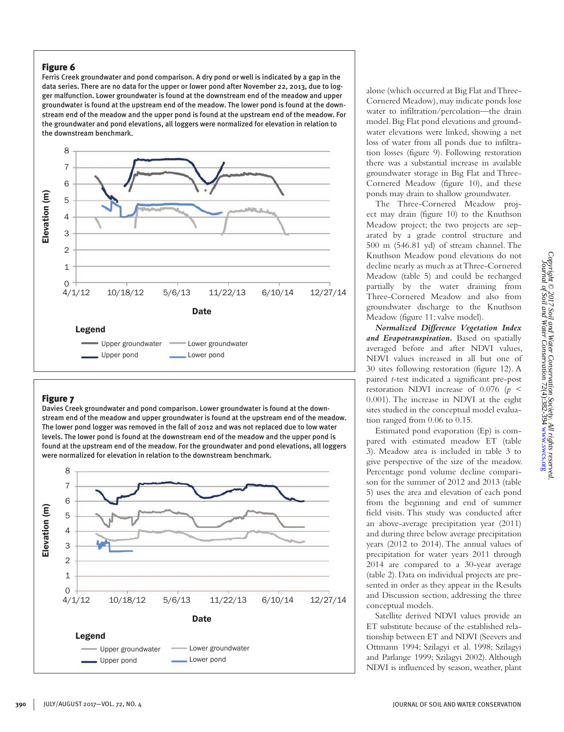**Figure 6**

Ferris Creek groundwater and pond comparison. A dry pond or well is indicated by a gap in the data series. There are no data for the upper or lower pond after November 22, 2013, due to logger malfunction. Lower groundwater is found at the downstream end of the meadow and upper groundwater is found at the upstream end of the meadow. The lower pond is found at the downstream end of the meadow and the upper pond is found at the upstream end of the meadow. For the groundwater and pond elevations, all loggers were normalized for elevation in relation to the downstream benchmark.

**Figure 7**

Davies Creek groundwater and pond comparison. Lower groundwater is found at the downstream end of the meadow and upper groundwater is found at the upstream end of the meadow. The lower pond logger was removed in the fall of 2012 and was not replaced due to low water levels. The lower pond is found at the downstream end of the meadow and the upper pond is found at the upstream end of the meadow. For the groundwater and pond elevations, all loggers were normalized for elevation in relation to the downstream benchmark.

alone (which occurred at Big Flat and Three-Cornered Meadow), may indicate ponds lose water to infiltration/percolation—the drain model. Big Flat pond elevations and groundwater elevations were linked, showing a net loss of water from all ponds due to infiltration losses (figure 9). Following restoration there was a substantial increase in available groundwater storage in Big Flat and Three-Cornered Meadow (figure 10), and these ponds may drain to shallow groundwater.

The Three-Cornered Meadow project may drain (figure 10) to the Knuthson Meadow project; the two projects are separated by a grade control structure and 500 m (546.81 yd) of stream channel. The Knuthson Meadow pond elevations do not decline nearly as much as at Three-Cornered Meadow (table 5) and could be recharged partially by the water draining from Three-Cornered Meadow and also from groundwater discharge to the Knuthson Meadow (figure 11; valve model).

***Normalized Difference Vegetation Index and Evapotranspiration.*** Based on spatially averaged before and after NDVI values, NDVI values increased in all but one of 30 sites following restoration (figure 12). A paired *t*-test indicated a significant pre-post restoration NDVI increase of 0.076 ($p < 0.001$). The increase in NDVI at the eight sites studied in the conceptual model evaluation ranged from 0.06 to 0.15.

Estimated pond evaporation (Ep) is compared with estimated meadow ET (table 3). Meadow area is included in table 3 to give perspective of the size of the meadow. Percentage pond volume decline comparison for the summer of 2012 and 2013 (table 5) uses the area and elevation of each pond from the beginning and end of summer field visits. This study was conducted after an above-average precipitation year (2011) and during three below average precipitation years (2012 to 2014). The annual values of precipitation for water years 2011 through 2014 are compared to a 30-year average (table 2). Data on individual projects are presented in order as they appear in the Results and Discussion section, addressing the three conceptual models.

Satellite derived NDVI values provide an ET substitute because of the established relationship between ET and NDVI (Seevers and Ottmann 1994; Szilagyi et al. 1998; Szilagyi and Parlange 1999; Szilagyi 2002). Although NDVI is influenced by season, weather, plant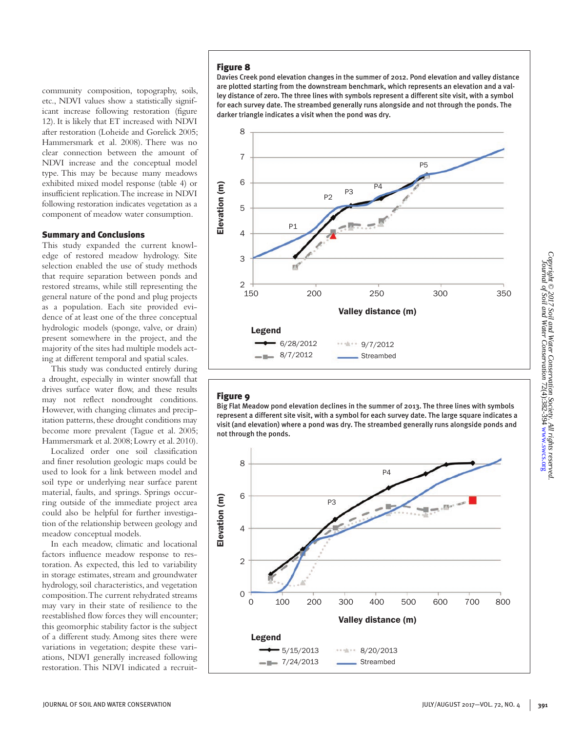community composition, topography, soils, etc., NDVI values show a statistically significant increase following restoration (figure 12). It is likely that ET increased with NDVI after restoration (Loheide and Gorelick 2005; Hammersmark et al. 2008). There was no clear connection between the amount of NDVI increase and the conceptual model type. This may be because many meadows exhibited mixed model response (table 4) or insufficient replication. The increase in NDVI following restoration indicates vegetation as a component of meadow water consumption.

## Summary and Conclusions

This study expanded the current knowledge of restored meadow hydrology. Site selection enabled the use of study methods that require separation between ponds and restored streams, while still representing the general nature of the pond and plug projects as a population. Each site provided evidence of at least one of the three conceptual hydrologic models (sponge, valve, or drain) present somewhere in the project, and the majority of the sites had multiple models acting at different temporal and spatial scales.

This study was conducted entirely during a drought, especially in winter snowfall that drives surface water flow, and these results may not reflect nondrought conditions. However, with changing climates and precipitation patterns, these drought conditions may become more prevalent (Tague et al. 2005; Hammersmark et al. 2008; Lowry et al. 2010).

Localized order one soil classification and finer resolution geologic maps could be used to look for a link between model and soil type or underlying near surface parent material, faults, and springs. Springs occurring outside of the immediate project area could also be helpful for further investigation of the relationship between geology and meadow conceptual models.

In each meadow, climatic and locational factors influence meadow response to restoration. As expected, this led to variability in storage estimates, stream and groundwater hydrology, soil characteristics, and vegetation composition. The current rehydrated streams may vary in their state of resilience to the reestablished flow forces they will encounter; this geomorphic stability factor is the subject of a different study. Among sites there were variations in vegetation; despite these variations, NDVI generally increased following restoration. This NDVI indicated a recruit-

**Figure 8**

Davies Creek pond elevation changes in the summer of 2012. Pond elevation and valley distance are plotted starting from the downstream benchmark, which represents an elevation and a valley distance of zero. The three lines with symbols represent a different site visit, with a symbol for each survey date. The streambed generally runs alongside and not through the ponds. The darker triangle indicates a visit when the pond was dry.

**Figure 9**

Big Flat Meadow pond elevation declines in the summer of 2013. The three lines with symbols represent a different site visit, with a symbol for each survey date. The large square indicates a visit (and elevation) where a pond was dry. The streambed generally runs alongside ponds and not through the ponds.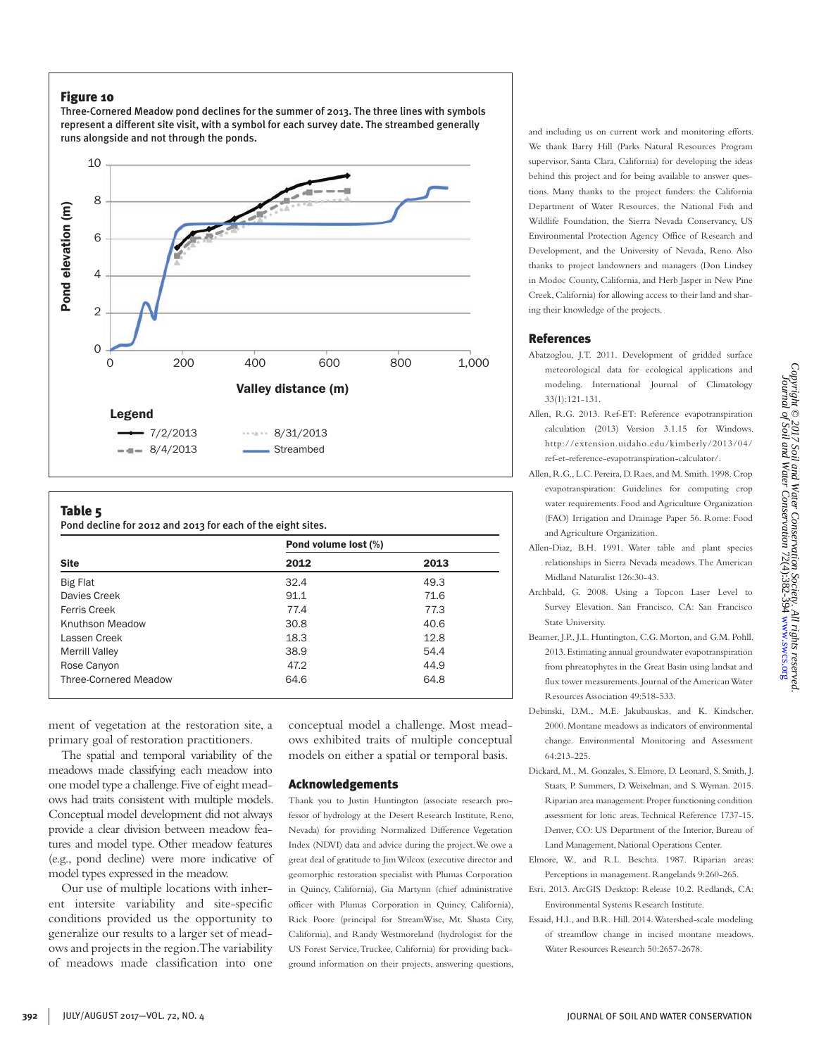## Figure 10

Three-Cornered Meadow pond declines for the summer of 2013. The three lines with symbols represent a different site visit, with a symbol for each survey date. The streambed generally runs alongside and not through the ponds.

## Table 5

Pond decline for 2012 and 2013 for each of the eight sites.

| | Pond volume lost (%) | |
|---|---|---|
| Site | 2012 | 2013 |
| Big Flat | 32.4 | 49.3 |
| Davies Creek | 91.1 | 71.6 |
| Ferris Creek | 77.4 | 77.3 |
| Knuthson Meadow | 30.8 | 40.6 |
| Lassen Creek | 18.3 | 12.8 |
| Merrill Valley | 38.9 | 54.4 |
| Rose Canyon | 47.2 | 44.9 |
| Three-Cornered Meadow | 64.6 | 64.8 |

ment of vegetation at the restoration site, a primary goal of restoration practitioners.

The spatial and temporal variability of the meadows made classifying each meadow into one model type a challenge. Five of eight meadows had traits consistent with multiple models. Conceptual model development did not always provide a clear division between meadow features and model type. Other meadow features (e.g., pond decline) were more indicative of model types expressed in the meadow.

Our use of multiple locations with inherent intersite variability and site-specific conditions provided us the opportunity to generalize our results to a larger set of meadows and projects in the region. The variability of meadows made classification into one conceptual model a challenge. Most meadows exhibited traits of multiple conceptual models on either a spatial or temporal basis.

## Acknowledgements

Thank you to Justin Huntington (associate research professor of hydrology at the Desert Research Institute, Reno, Nevada) for providing Normalized Difference Vegetation Index (NDVI) data and advice during the project. We owe a great deal of gratitude to Jim Wilcox (executive director and geomorphic restoration specialist with Plumas Corporation in Quincy, California), Gia Martynn (chief administrative officer with Plumas Corporation in Quincy, California), Rick Poore (principal for StreamWise, Mt. Shasta City, California), and Randy Westmoreland (hydrologist for the US Forest Service, Truckee, California) for providing background information on their projects, answering questions, and including us on current work and monitoring efforts. We thank Barry Hill (Parks Natural Resources Program supervisor, Santa Clara, California) for developing the ideas behind this project and for being available to answer questions. Many thanks to the project funders: the California Department of Water Resources, the National Fish and Wildlife Foundation, the Sierra Nevada Conservancy, US Environmental Protection Agency Office of Research and Development, and the University of Nevada, Reno. Also thanks to project landowners and managers (Don Lindsey in Modoc County, California, and Herb Jasper in New Pine Creek, California) for allowing access to their land and sharing their knowledge of the projects.

## References

Abatzoglou, J.T. 2011. Development of gridded surface meteorological data for ecological applications and modeling. International Journal of Climatology 33(1):121-131.

Allen, R.G. 2013. Ref-ET: Reference evapotranspiration calculation (2013) Version 3.1.15 for Windows. http://extension.uidaho.edu/kimberly/2013/04/ref-et-reference-evapotranspiration-calculator/.

Allen, R.G., L.C. Pereira, D. Raes, and M. Smith. 1998. Crop evapotranspiration: Guidelines for computing crop water requirements. Food and Agriculture Organization (FAO) Irrigation and Drainage Paper 56. Rome: Food and Agriculture Organization.

Allen-Diaz, B.H. 1991. Water table and plant species relationships in Sierra Nevada meadows. The American Midland Naturalist 126:30-43.

Archbald, G. 2008. Using a Topcon Laser Level to Survey Elevation. San Francisco, CA: San Francisco State University.

Beamer, J.P., J.L. Huntington, C.G. Morton, and G.M. Pohll. 2013. Estimating annual groundwater evapotranspiration from phreatophytes in the Great Basin using landsat and flux tower measurements. Journal of the American Water Resources Association 49:518-533.

Debinski, D.M., M.E. Jakubauskas, and K. Kindscher. 2000. Montane meadows as indicators of environmental change. Environmental Monitoring and Assessment 64:213-225.

Dickard, M., M. Gonzales, S. Elmore, D. Leonard, S. Smith, J. Staats, P. Summers, D. Weixelman, and S. Wyman. 2015. Riparian area management: Proper functioning condition assessment for lotic areas. Technical Reference 1737-15. Denver, CO: US Department of the Interior, Bureau of Land Management, National Operations Center.

Elmore, W., and R.L. Beschta. 1987. Riparian areas: Perceptions in management. Rangelands 9:260-265.

Esri. 2013. ArcGIS Desktop: Release 10.2. Redlands, CA: Environmental Systems Research Institute.

Essaid, H.I., and B.R. Hill. 2014. Watershed-scale modeling of streamflow change in incised montane meadows. Water Resources Research 50:2657-2678.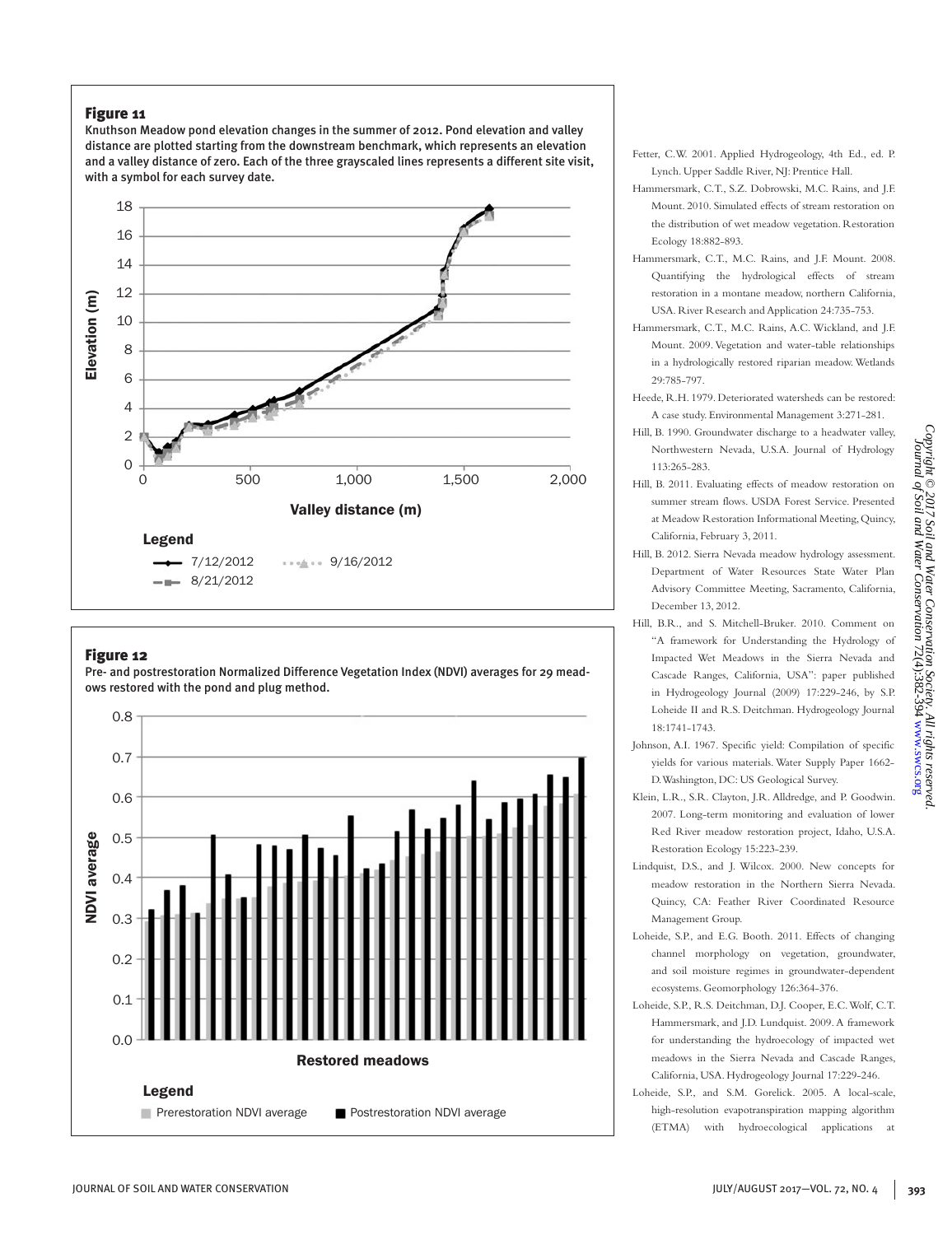**Figure 11**

Knuthson Meadow pond elevation changes in the summer of 2012. Pond elevation and valley distance are plotted starting from the downstream benchmark, which represents an elevation and a valley distance of zero. Each of the three grayscaled lines represents a different site visit, with a symbol for each survey date.

**Figure 12**

Pre- and postrestoration Normalized Difference Vegetation Index (NDVI) averages for 29 meadows restored with the pond and plug method.

Fetter, C.W. 2001. Applied Hydrogeology, 4th Ed., ed. P. Lynch. Upper Saddle River, NJ: Prentice Hall.

Hammersmark, C.T., S.Z. Dobrowski, M.C. Rains, and J.F. Mount. 2010. Simulated effects of stream restoration on the distribution of wet meadow vegetation. Restoration Ecology 18:882-893.

Hammersmark, C.T., M.C. Rains, and J.F. Mount. 2008. Quantifying the hydrological effects of stream restoration in a montane meadow, northern California, USA. River Research and Application 24:735-753.

Hammersmark, C.T., M.C. Rains, A.C. Wickland, and J.F. Mount. 2009. Vegetation and water-table relationships in a hydrologically restored riparian meadow. Wetlands 29:785-797.

Heede, B.H. 1979. Deteriorated watersheds can be restored: A case study. Environmental Management 3:271-281.

Hill, B. 1990. Groundwater discharge to a headwater valley, Northwestern Nevada, U.S.A. Journal of Hydrology 113:265-283.

Hill, B. 2011. Evaluating effects of meadow restoration on summer stream flows. USDA Forest Service. Presented at Meadow Restoration Informational Meeting, Quincy, California, February 3, 2011.

Hill, B. 2012. Sierra Nevada meadow hydrology assessment. Department of Water Resources State Water Plan Advisory Committee Meeting, Sacramento, California, December 13, 2012.

Hill, B.R., and S. Mitchell-Bruker. 2010. Comment on "A framework for Understanding the Hydrology of Impacted Wet Meadows in the Sierra Nevada and Cascade Ranges, California, USA": paper published in Hydrogeology Journal (2009) 17:229-246, by S.P. Loheide II and R.S. Deitchman. Hydrogeology Journal 18:1741-1743.

Johnson, A.I. 1967. Specific yield: Compilation of specific yields for various materials. Water Supply Paper 1662-D. Washington, DC: US Geological Survey.

Klein, L.R., S.R. Clayton, J.R. Alldredge, and P. Goodwin. 2007. Long-term monitoring and evaluation of lower Red River meadow restoration project, Idaho, U.S.A. Restoration Ecology 15:223-239.

Lindquist, D.S., and J. Wilcox. 2000. New concepts for meadow restoration in the Northern Sierra Nevada. Quincy, CA: Feather River Coordinated Resource Management Group.

Loheide, S.P., and E.G. Booth. 2011. Effects of changing channel morphology on vegetation, groundwater, and soil moisture regimes in groundwater-dependent ecosystems. Geomorphology 126:364-376.

Loheide, S.P., R.S. Deitchman, D.J. Cooper, E.C. Wolf, C.T. Hammersmark, and J.D. Lundquist. 2009. A framework for understanding the hydroecology of impacted wet meadows in the Sierra Nevada and Cascade Ranges, California, USA. Hydrogeology Journal 17:229-246.

Loheide, S.P., and S.M. Gorelick. 2005. A local-scale, high-resolution evapotranspiration mapping algorithm (ETMA) with hydroecological applications at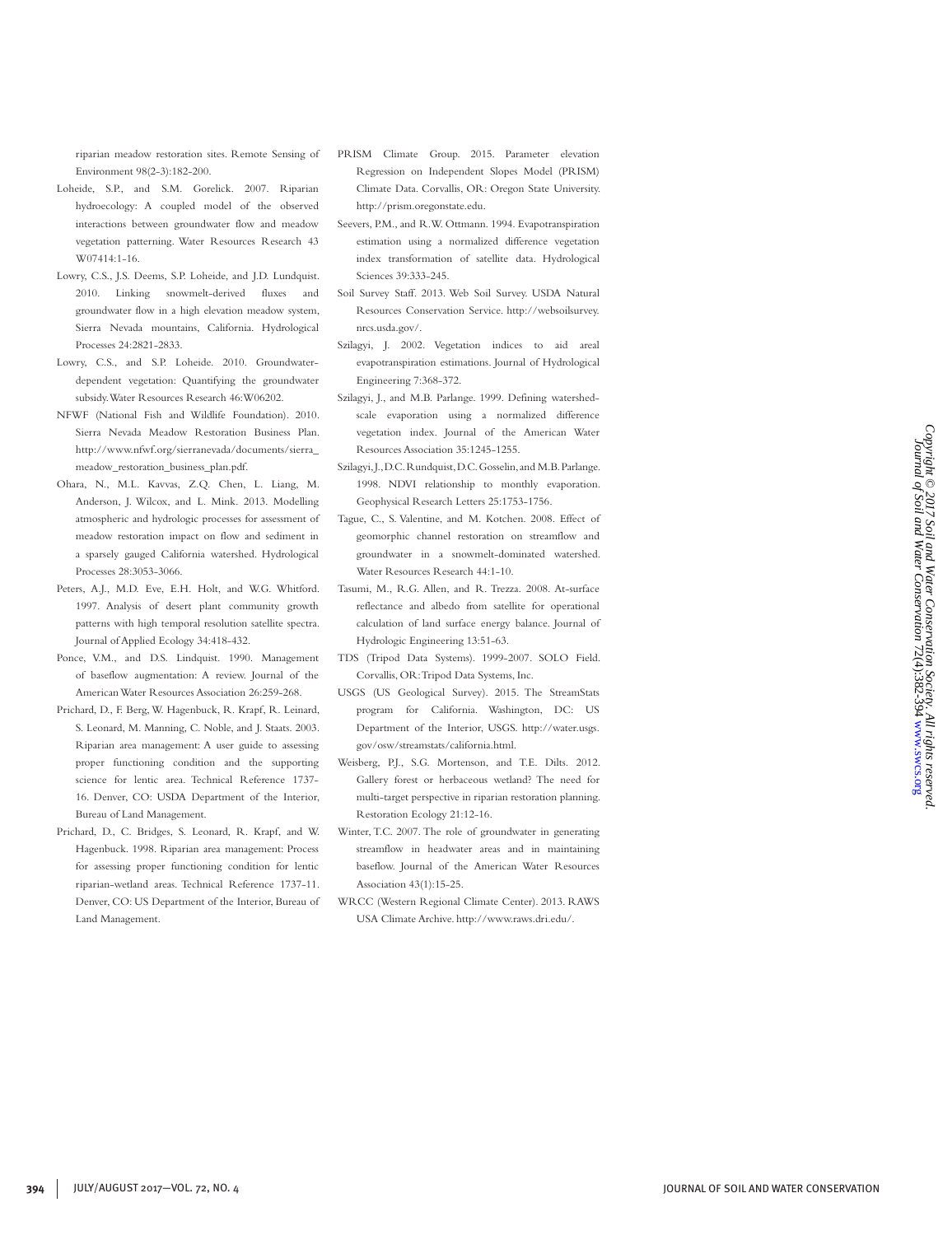riparian meadow restoration sites. Remote Sensing of Environment 98(2-3):182-200.

Loheide, S.P., and S.M. Gorelick. 2007. Riparian hydroecology: A coupled model of the observed interactions between groundwater flow and meadow vegetation patterning. Water Resources Research 43 W07414:1-16.

Lowry, C.S., J.S. Deems, S.P. Loheide, and J.D. Lundquist. 2010. Linking snowmelt-derived fluxes and groundwater flow in a high elevation meadow system, Sierra Nevada mountains, California. Hydrological Processes 24:2821-2833.

Lowry, C.S., and S.P. Loheide. 2010. Groundwater-dependent vegetation: Quantifying the groundwater subsidy. Water Resources Research 46:W06202.

NFWF (National Fish and Wildlife Foundation). 2010. Sierra Nevada Meadow Restoration Business Plan. http://www.nfwf.org/sierranevada/documents/sierra_meadow_restoration_business_plan.pdf.

Ohara, N., M.L. Kavvas, Z.Q. Chen, L. Liang, M. Anderson, J. Wilcox, and L. Mink. 2013. Modelling atmospheric and hydrologic processes for assessment of meadow restoration impact on flow and sediment in a sparsely gauged California watershed. Hydrological Processes 28:3053-3066.

Peters, A.J., M.D. Eve, E.H. Holt, and W.G. Whitford. 1997. Analysis of desert plant community growth patterns with high temporal resolution satellite spectra. Journal of Applied Ecology 34:418-432.

Ponce, V.M., and D.S. Lindquist. 1990. Management of baseflow augmentation: A review. Journal of the American Water Resources Association 26:259-268.

Prichard, D., F. Berg, W. Hagenbuck, R. Krapf, R. Leinard, S. Leonard, M. Manning, C. Noble, and J. Staats. 2003. Riparian area management: A user guide to assessing proper functioning condition and the supporting science for lentic area. Technical Reference 1737-16. Denver, CO: USDA Department of the Interior, Bureau of Land Management.

Prichard, D., C. Bridges, S. Leonard, R. Krapf, and W. Hagenbuck. 1998. Riparian area management: Process for assessing proper functioning condition for lentic riparian-wetland areas. Technical Reference 1737-11. Denver, CO: US Department of the Interior, Bureau of Land Management.

PRISM Climate Group. 2015. Parameter elevation Regression on Independent Slopes Model (PRISM) Climate Data. Corvallis, OR: Oregon State University. http://prism.oregonstate.edu.

Seevers, P.M., and R.W. Ottmann. 1994. Evapotranspiration estimation using a normalized difference vegetation index transformation of satellite data. Hydrological Sciences 39:333-245.

Soil Survey Staff. 2013. Web Soil Survey. USDA Natural Resources Conservation Service. http://websoilsurvey.nrcs.usda.gov/.

Szilagyi, J. 2002. Vegetation indices to aid areal evapotranspiration estimations. Journal of Hydrological Engineering 7:368-372.

Szilagyi, J., and M.B. Parlange. 1999. Defining watershed-scale evaporation using a normalized difference vegetation index. Journal of the American Water Resources Association 35:1245-1255.

Szilagyi, J., D.C. Rundquist, D.C. Gosselin, and M.B. Parlange. 1998. NDVI relationship to monthly evaporation. Geophysical Research Letters 25:1753-1756.

Tague, C., S. Valentine, and M. Kotchen. 2008. Effect of geomorphic channel restoration on streamflow and groundwater in a snowmelt-dominated watershed. Water Resources Research 44:1-10.

Tasumi, M., R.G. Allen, and R. Trezza. 2008. At-surface reflectance and albedo from satellite for operational calculation of land surface energy balance. Journal of Hydrologic Engineering 13:51-63.

TDS (Tripod Data Systems). 1999-2007. SOLO Field. Corvallis, OR: Tripod Data Systems, Inc.

USGS (US Geological Survey). 2015. The StreamStats program for California. Washington, DC: US Department of the Interior, USGS. http://water.usgs.gov/osw/streamstats/california.html.

Weisberg, P.J., S.G. Mortenson, and T.E. Dilts. 2012. Gallery forest or herbaceous wetland? The need for multi-target perspective in riparian restoration planning. Restoration Ecology 21:12-16.

Winter, T.C. 2007. The role of groundwater in generating streamflow in headwater areas and in maintaining baseflow. Journal of the American Water Resources Association 43(1):15-25.

WRCC (Western Regional Climate Center). 2013. RAWS USA Climate Archive. http://www.raws.dri.edu/.